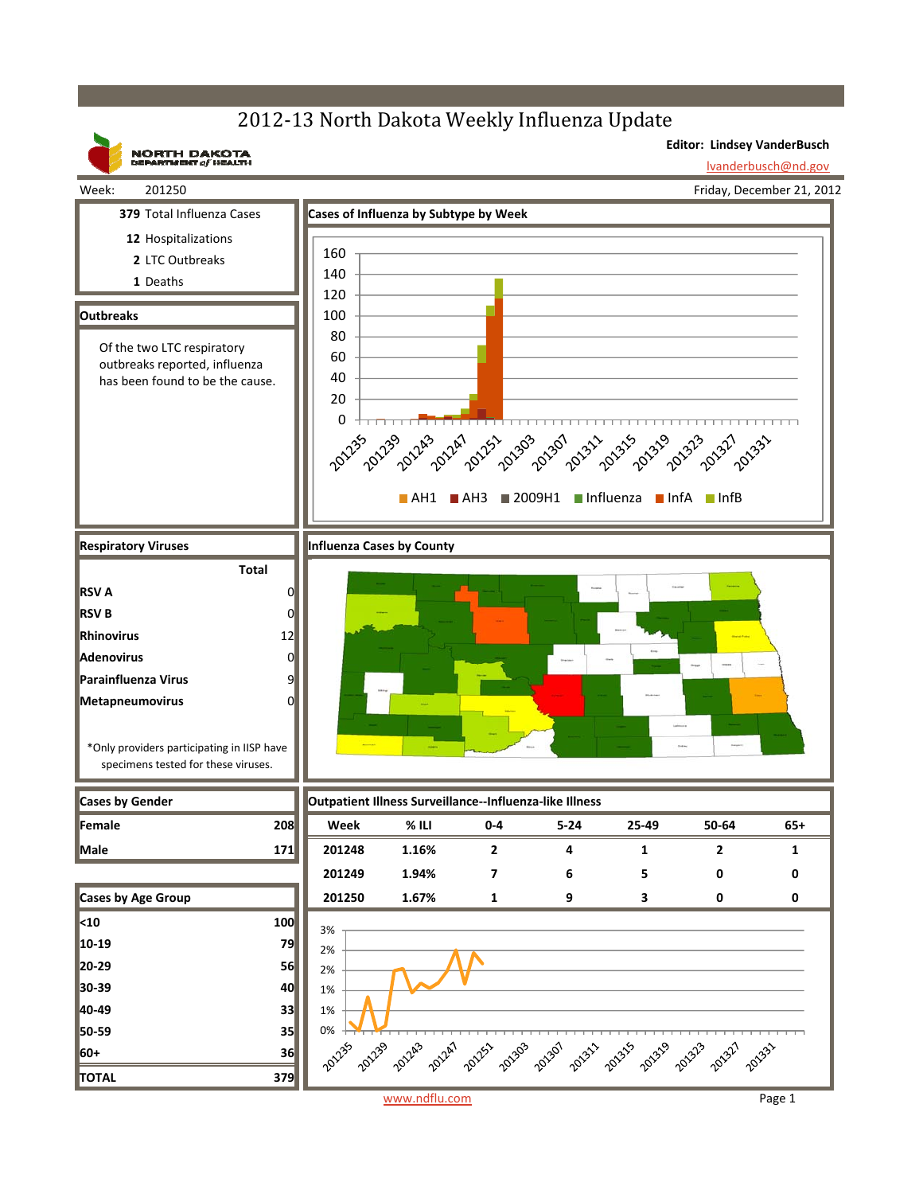# 2012-13 North Dakota Weekly Influenza Update

NORTH DAKOTA DEPARTMENT of HEALTH

**Editor: Lindsey VanderBusch**

lvanderbusch@nd.gov

Week: 201250

Friday, December 21, 2012

**379** Total Influenza Cases

**12** Hospitalizations

**2** LTC Outbreaks

**1** Deaths

## Outbreaks

Of the two LTC respiratory outbreaks reported, influenza has been found to be the cause.

## Cases of Influenza by Subtype by Week

AH1 | AH3 | 2009H1 | Influenza | InfA | InfB

## Respiratory Viruses

| | Total |
|---|---|
| **RSV A** | 0 |
| **RSV B** | 0 |
| **Rhinovirus** | 12 |
| **Adenovirus** | 0 |
| **Parainfluenza Virus** | 9 |
| **Metapneumovirus** | 0 |

*Only providers participating in IISP have specimens tested for these viruses.

## Influenza Cases by County

## Cases by Gender

| | |
|---|---|
| **Female** | 208 |
| **Male** | 171 |

## Cases by Age Group

| | |
|---|---|
| **<10** | 100 |
| **10-19** | 79 |
| **20-29** | 56 |
| **30-39** | 40 |
| **40-49** | 33 |
| **50-59** | 35 |
| **60+** | 36 |
| **TOTAL** | 379 |

## Outpatient Illness Surveillance--Influenza-like Illness

| Week | % ILI | 0-4 | 5-24 | 25-49 | 50-64 | 65+ |
|---|---|---|---|---|---|---|
| 201248 | 1.16% | 2 | 4 | 1 | 2 | 1 |
| 201249 | 1.94% | 7 | 6 | 5 | 0 | 0 |
| 201250 | 1.67% | 1 | 9 | 3 | 0 | 0 |

www.ndflu.com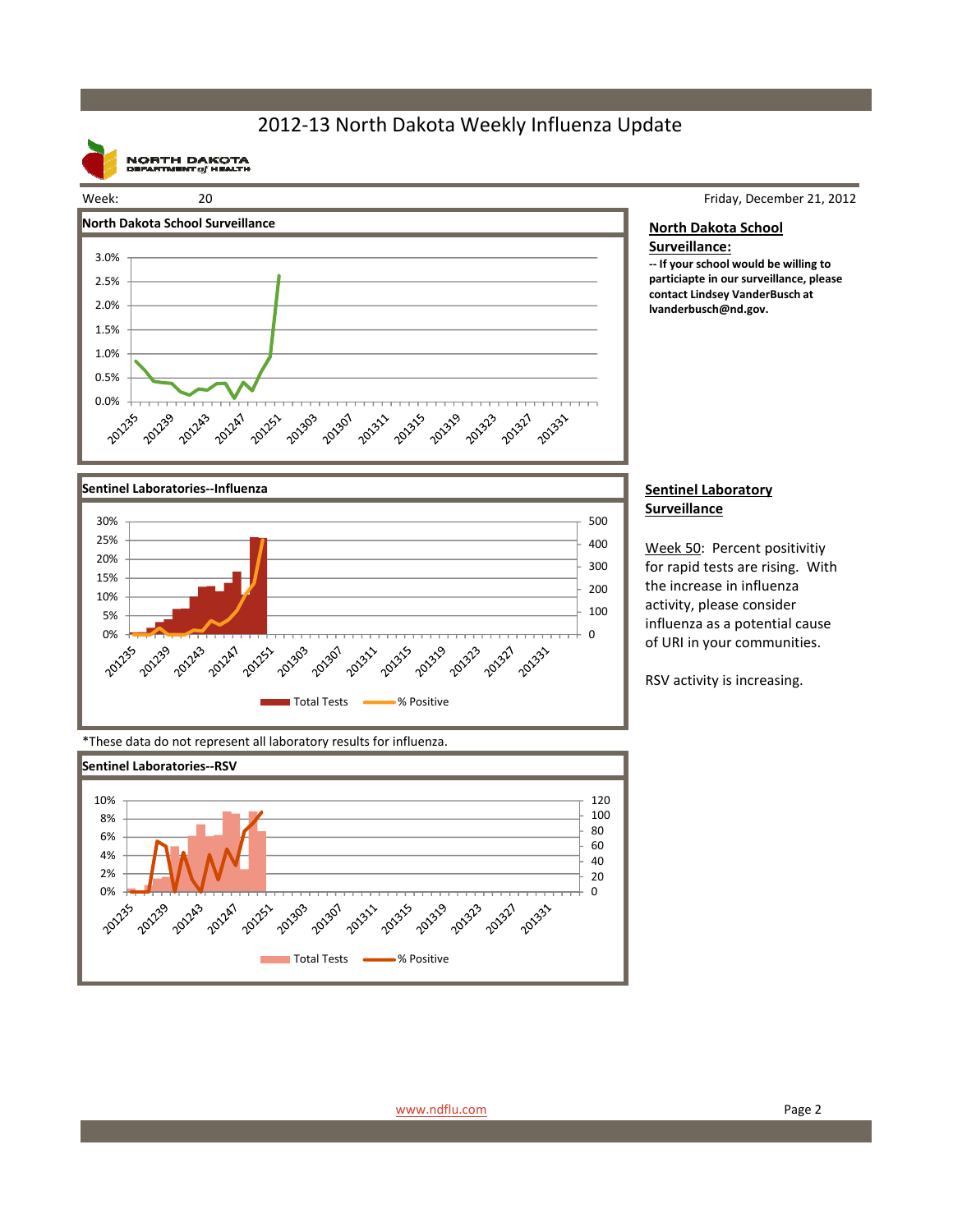# 2012-13 North Dakota Weekly Influenza Update

NORTH DAKOTA
DEPARTMENT *of* HEALTH

Week: 20

Friday, December 21, 2012

## North Dakota School Surveillance

3.0%
2.5%
2.0%
1.5%
1.0%
0.5%
0.0%

201235 201239 201243 201247 201251 201303 201307 201311 201315 201319 201323 201327 201331

### North Dakota School Surveillance:

**-- If your school would be willing to particiapte in our surveillance, please contact Lindsey VanderBusch at lvanderbusch@nd.gov.**

## Sentinel Laboratories--Influenza

30%
25%
20%
15%
10%
5%
0%

500
400
300
200
100
0

201235 201239 201243 201247 201251 201303 201307 201311 201315 201319 201323 201327 201331

Total Tests
% Positive

*These data do not represent all laboratory results for influenza.

### Sentinel Laboratory Surveillance

Week 50: Percent positivitiy for rapid tests are rising. With the increase in influenza activity, please consider influenza as a potential cause of URI in your communities.

RSV activity is increasing.

## Sentinel Laboratories--RSV

10%
8%
6%
4%
2%
0%

120
100
80
60
40
20
0

201235 201239 201243 201247 201251 201303 201307 201311 201315 201319 201323 201327 201331

Total Tests
% Positive

www.ndflu.com